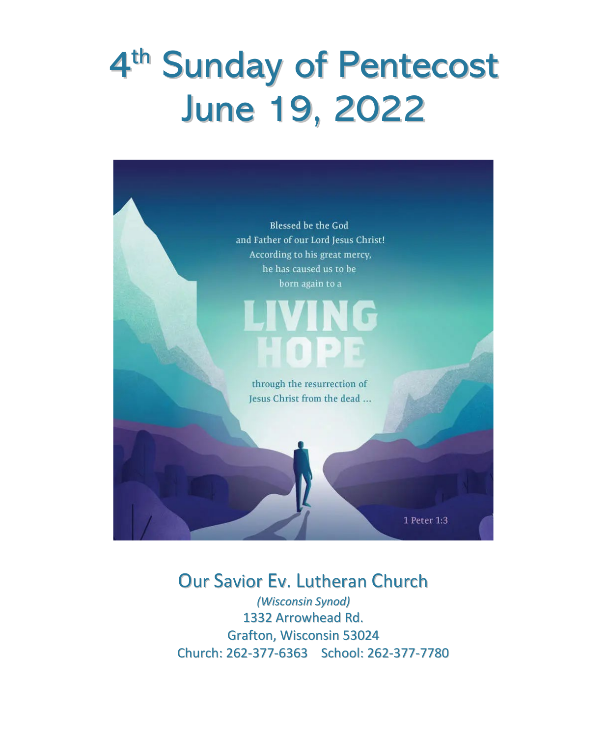# 4th Sunday of Pentecost
# June 19, 2022

Blessed be the God
and Father of our Lord Jesus Christ!
According to his great mercy,
he has caused us to be
born again to a

LIVING
HOPE

through the resurrection of
Jesus Christ from the dead ...

1 Peter 1:3

## Our Savior Ev. Lutheran Church

*(Wisconsin Synod)*

1332 Arrowhead Rd.
Grafton, Wisconsin 53024
Church: 262-377-6363    School: 262-377-7780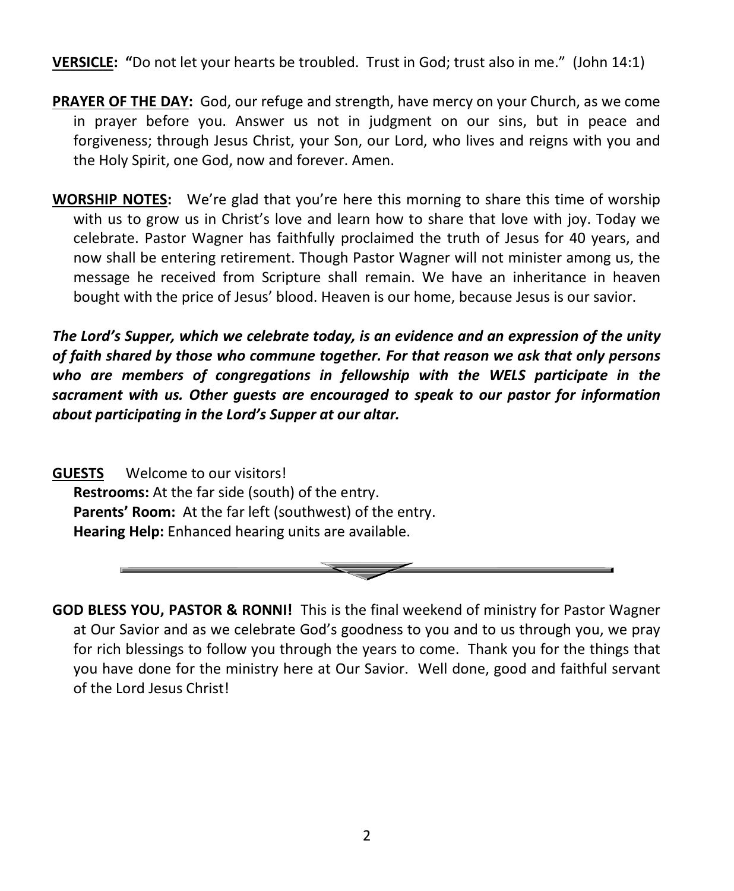**VERSICLE:** **"**Do not let your hearts be troubled. Trust in God; trust also in me." (John 14:1)

**PRAYER OF THE DAY:** God, our refuge and strength, have mercy on your Church, as we come in prayer before you. Answer us not in judgment on our sins, but in peace and forgiveness; through Jesus Christ, your Son, our Lord, who lives and reigns with you and the Holy Spirit, one God, now and forever. Amen.

**WORSHIP NOTES:** We're glad that you're here this morning to share this time of worship with us to grow us in Christ's love and learn how to share that love with joy. Today we celebrate. Pastor Wagner has faithfully proclaimed the truth of Jesus for 40 years, and now shall be entering retirement. Though Pastor Wagner will not minister among us, the message he received from Scripture shall remain. We have an inheritance in heaven bought with the price of Jesus' blood. Heaven is our home, because Jesus is our savior.

***The Lord's Supper, which we celebrate today, is an evidence and an expression of the unity of faith shared by those who commune together. For that reason we ask that only persons who are members of congregations in fellowship with the WELS participate in the sacrament with us. Other guests are encouraged to speak to our pastor for information about participating in the Lord's Supper at our altar.***

**GUESTS** Welcome to our visitors!

**Restrooms:** At the far side (south) of the entry.
**Parents' Room:** At the far left (southwest) of the entry.
**Hearing Help:** Enhanced hearing units are available.

---

**GOD BLESS YOU, PASTOR & RONNI!** This is the final weekend of ministry for Pastor Wagner at Our Savior and as we celebrate God's goodness to you and to us through you, we pray for rich blessings to follow you through the years to come. Thank you for the things that you have done for the ministry here at Our Savior. Well done, good and faithful servant of the Lord Jesus Christ!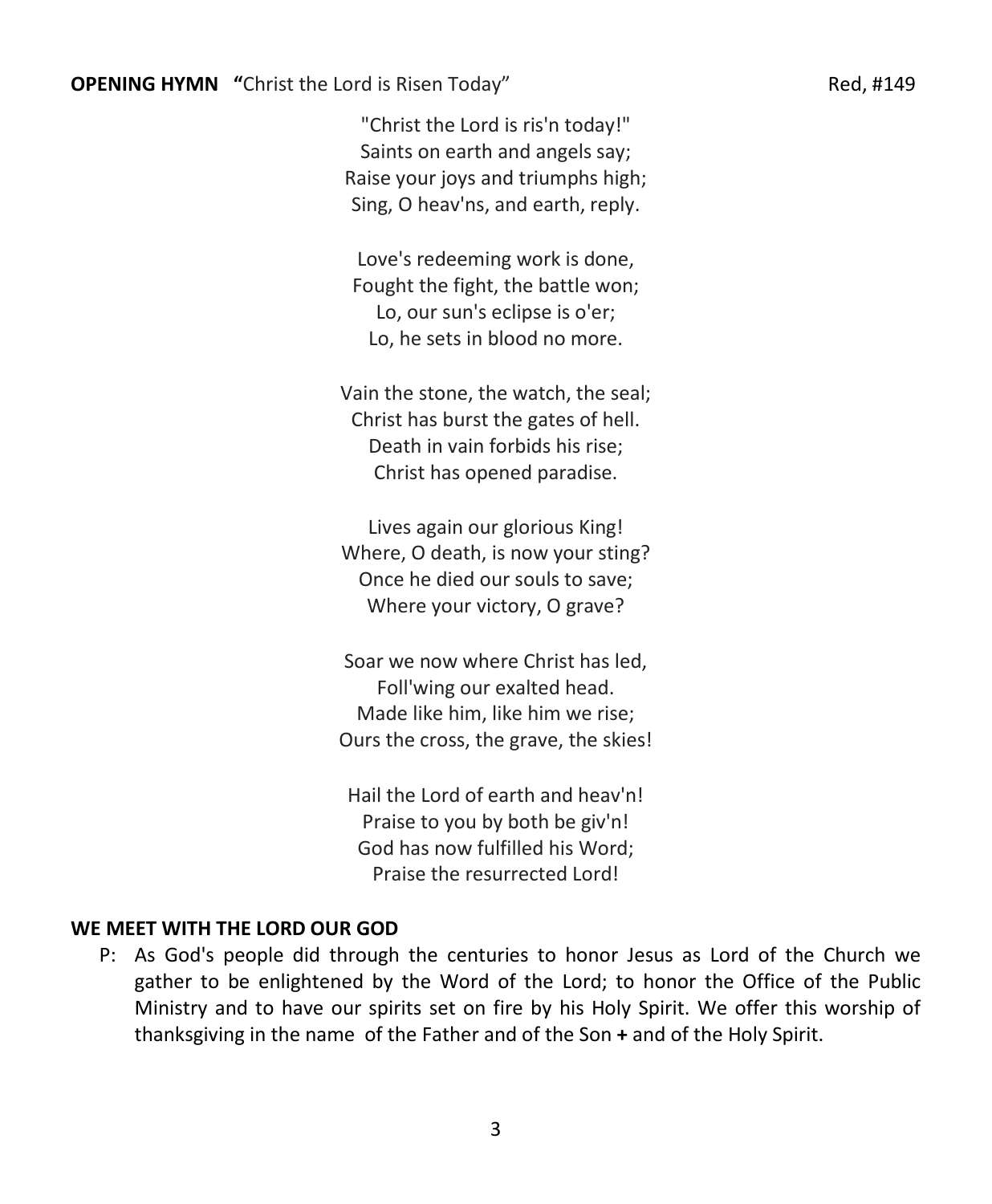**OPENING HYMN "**Christ the Lord is Risen Today" Red, #149

"Christ the Lord is ris'n today!"
Saints on earth and angels say;
Raise your joys and triumphs high;
Sing, O heav'ns, and earth, reply.

Love's redeeming work is done,
Fought the fight, the battle won;
Lo, our sun's eclipse is o'er;
Lo, he sets in blood no more.

Vain the stone, the watch, the seal;
Christ has burst the gates of hell.
Death in vain forbids his rise;
Christ has opened paradise.

Lives again our glorious King!
Where, O death, is now your sting?
Once he died our souls to save;
Where your victory, O grave?

Soar we now where Christ has led,
Foll'wing our exalted head.
Made like him, like him we rise;
Ours the cross, the grave, the skies!

Hail the Lord of earth and heav'n!
Praise to you by both be giv'n!
God has now fulfilled his Word;
Praise the resurrected Lord!

**WE MEET WITH THE LORD OUR GOD**

P: As God's people did through the centuries to honor Jesus as Lord of the Church we gather to be enlightened by the Word of the Lord; to honor the Office of the Public Ministry and to have our spirits set on fire by his Holy Spirit. We offer this worship of thanksgiving in the name of the Father and of the Son **+** and of the Holy Spirit.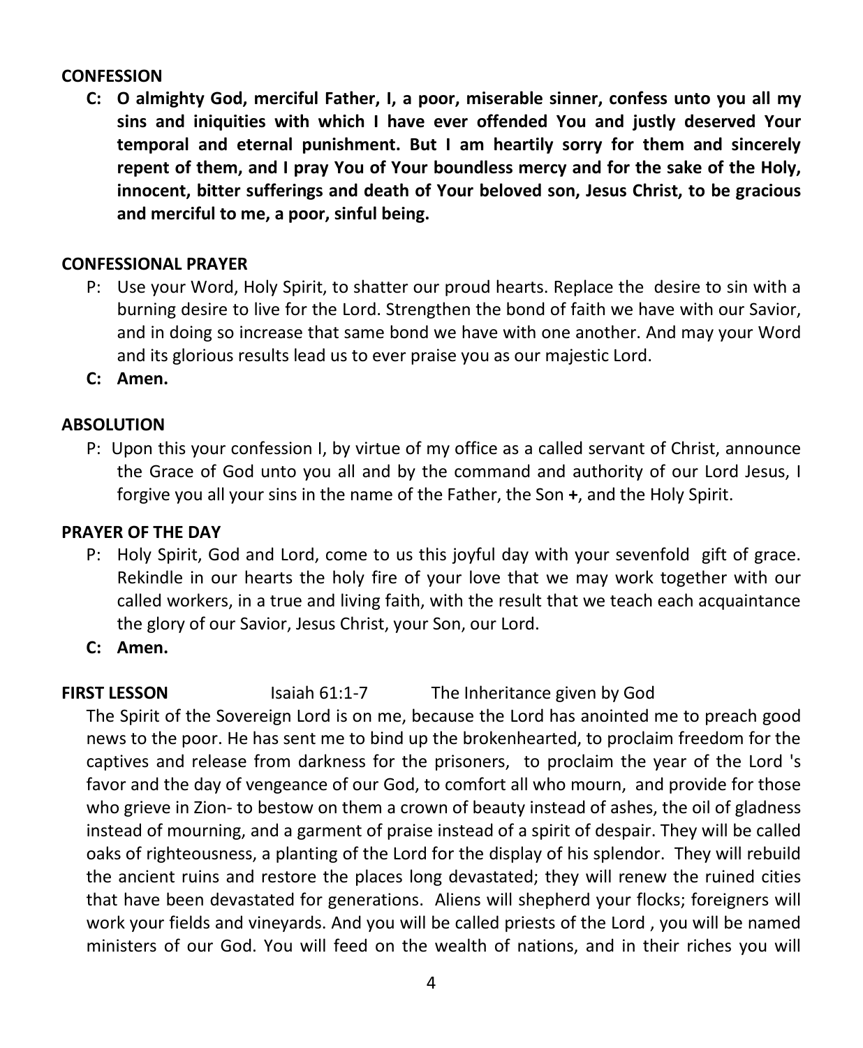**CONFESSION**

**C: O almighty God, merciful Father, I, a poor, miserable sinner, confess unto you all my sins and iniquities with which I have ever offended You and justly deserved Your temporal and eternal punishment. But I am heartily sorry for them and sincerely repent of them, and I pray You of Your boundless mercy and for the sake of the Holy, innocent, bitter sufferings and death of Your beloved son, Jesus Christ, to be gracious and merciful to me, a poor, sinful being.**

**CONFESSIONAL PRAYER**

P: Use your Word, Holy Spirit, to shatter our proud hearts. Replace the desire to sin with a burning desire to live for the Lord. Strengthen the bond of faith we have with our Savior, and in doing so increase that same bond we have with one another. And may your Word and its glorious results lead us to ever praise you as our majestic Lord.

**C: Amen.**

**ABSOLUTION**

P: Upon this your confession I, by virtue of my office as a called servant of Christ, announce the Grace of God unto you all and by the command and authority of our Lord Jesus, I forgive you all your sins in the name of the Father, the Son **+**, and the Holy Spirit.

**PRAYER OF THE DAY**

P: Holy Spirit, God and Lord, come to us this joyful day with your sevenfold gift of grace. Rekindle in our hearts the holy fire of your love that we may work together with our called workers, in a true and living faith, with the result that we teach each acquaintance the glory of our Savior, Jesus Christ, your Son, our Lord.

**C: Amen.**

**FIRST LESSON** Isaiah 61:1-7 The Inheritance given by God

The Spirit of the Sovereign Lord is on me, because the Lord has anointed me to preach good news to the poor. He has sent me to bind up the brokenhearted, to proclaim freedom for the captives and release from darkness for the prisoners, to proclaim the year of the Lord 's favor and the day of vengeance of our God, to comfort all who mourn, and provide for those who grieve in Zion- to bestow on them a crown of beauty instead of ashes, the oil of gladness instead of mourning, and a garment of praise instead of a spirit of despair. They will be called oaks of righteousness, a planting of the Lord for the display of his splendor. They will rebuild the ancient ruins and restore the places long devastated; they will renew the ruined cities that have been devastated for generations. Aliens will shepherd your flocks; foreigners will work your fields and vineyards. And you will be called priests of the Lord , you will be named ministers of our God. You will feed on the wealth of nations, and in their riches you will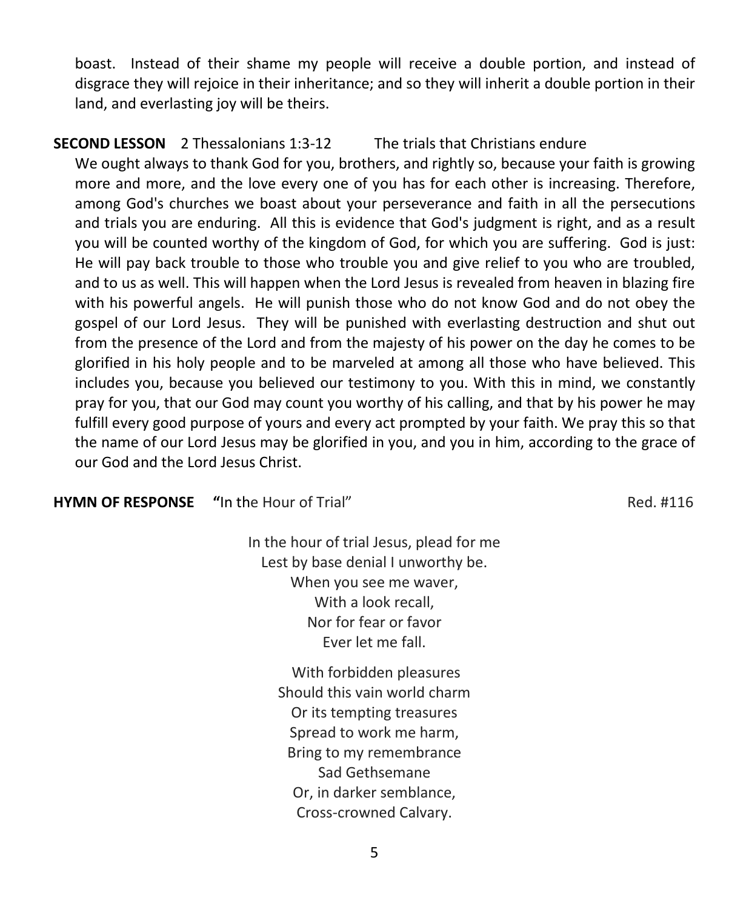boast. Instead of their shame my people will receive a double portion, and instead of disgrace they will rejoice in their inheritance; and so they will inherit a double portion in their land, and everlasting joy will be theirs.

**SECOND LESSON** 2 Thessalonians 1:3-12 The trials that Christians endure

We ought always to thank God for you, brothers, and rightly so, because your faith is growing more and more, and the love every one of you has for each other is increasing. Therefore, among God's churches we boast about your perseverance and faith in all the persecutions and trials you are enduring. All this is evidence that God's judgment is right, and as a result you will be counted worthy of the kingdom of God, for which you are suffering. God is just: He will pay back trouble to those who trouble you and give relief to you who are troubled, and to us as well. This will happen when the Lord Jesus is revealed from heaven in blazing fire with his powerful angels. He will punish those who do not know God and do not obey the gospel of our Lord Jesus. They will be punished with everlasting destruction and shut out from the presence of the Lord and from the majesty of his power on the day he comes to be glorified in his holy people and to be marveled at among all those who have believed. This includes you, because you believed our testimony to you. With this in mind, we constantly pray for you, that our God may count you worthy of his calling, and that by his power he may fulfill every good purpose of yours and every act prompted by your faith. We pray this so that the name of our Lord Jesus may be glorified in you, and you in him, according to the grace of our God and the Lord Jesus Christ.

**HYMN OF RESPONSE** **"**In the Hour of Trial" Red. #116

In the hour of trial Jesus, plead for me
Lest by base denial I unworthy be.
When you see me waver,
With a look recall,
Nor for fear or favor
Ever let me fall.

With forbidden pleasures
Should this vain world charm
Or its tempting treasures
Spread to work me harm,
Bring to my remembrance
Sad Gethsemane
Or, in darker semblance,
Cross-crowned Calvary.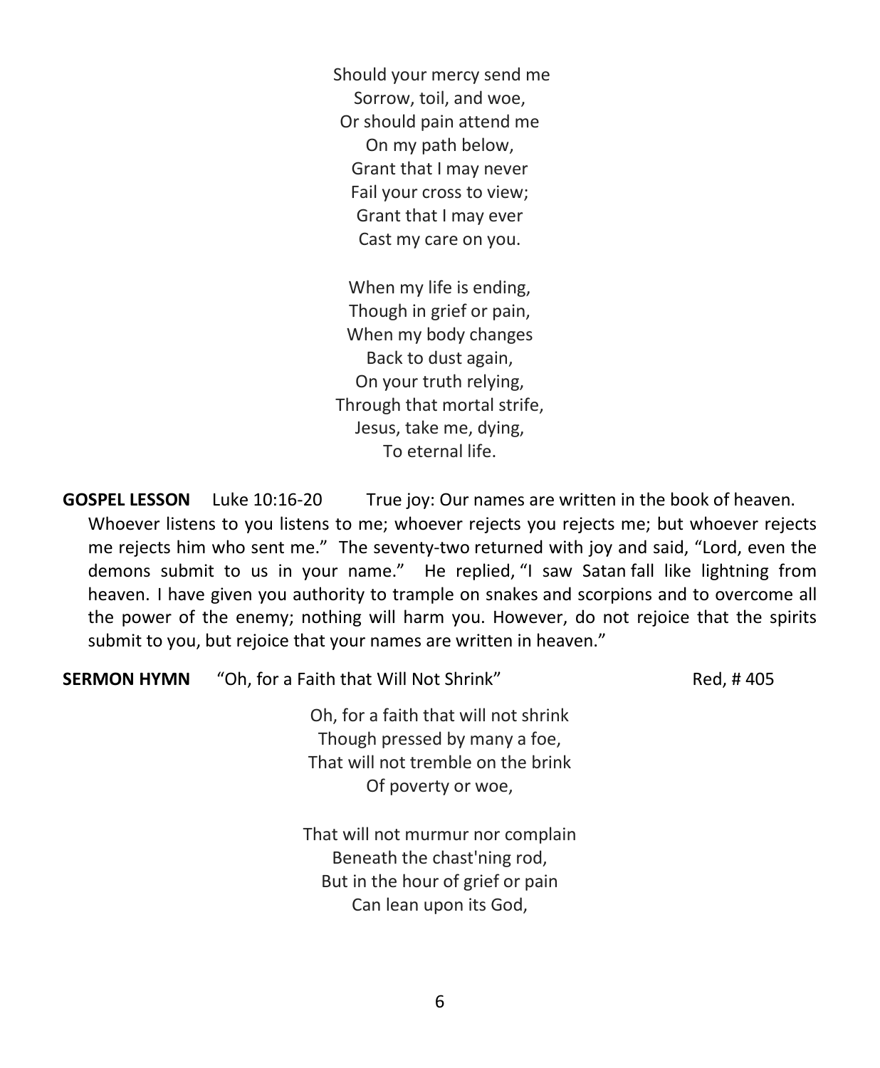Should your mercy send me
Sorrow, toil, and woe,
Or should pain attend me
On my path below,
Grant that I may never
Fail your cross to view;
Grant that I may ever
Cast my care on you.

When my life is ending,
Though in grief or pain,
When my body changes
Back to dust again,
On your truth relying,
Through that mortal strife,
Jesus, take me, dying,
To eternal life.

**GOSPEL LESSON** Luke 10:16-20 True joy: Our names are written in the book of heaven.

Whoever listens to you listens to me; whoever rejects you rejects me; but whoever rejects me rejects him who sent me." The seventy-two returned with joy and said, "Lord, even the demons submit to us in your name." He replied, "I saw Satan fall like lightning from heaven. I have given you authority to trample on snakes and scorpions and to overcome all the power of the enemy; nothing will harm you. However, do not rejoice that the spirits submit to you, but rejoice that your names are written in heaven."

**SERMON HYMN** "Oh, for a Faith that Will Not Shrink" Red, # 405

Oh, for a faith that will not shrink
Though pressed by many a foe,
That will not tremble on the brink
Of poverty or woe,

That will not murmur nor complain
Beneath the chast'ning rod,
But in the hour of grief or pain
Can lean upon its God,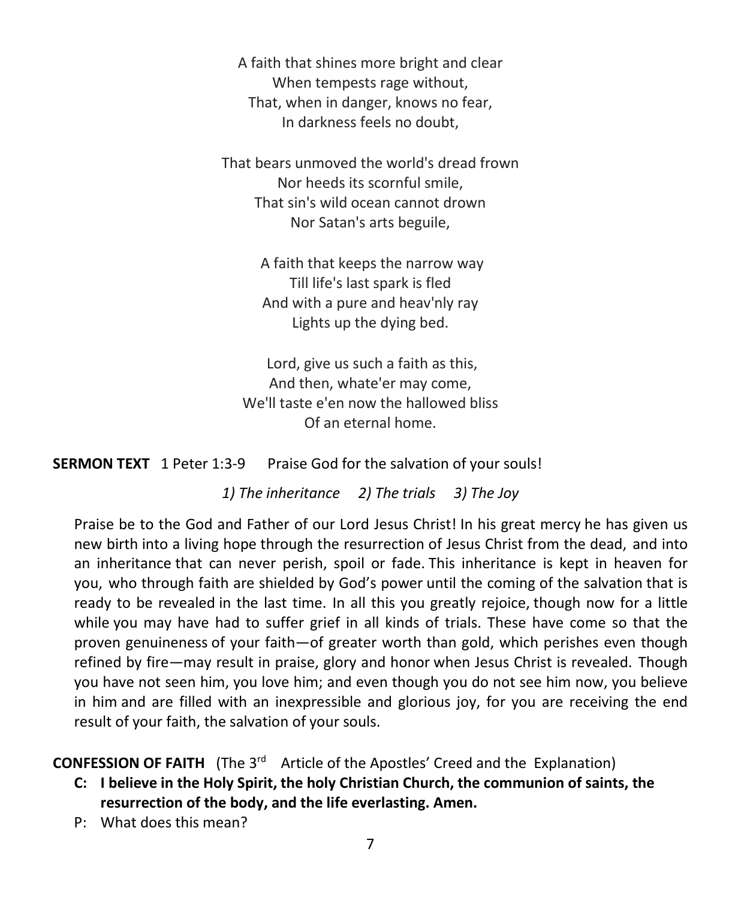A faith that shines more bright and clear
When tempests rage without,
That, when in danger, knows no fear,
In darkness feels no doubt,

That bears unmoved the world's dread frown
Nor heeds its scornful smile,
That sin's wild ocean cannot drown
Nor Satan's arts beguile,

A faith that keeps the narrow way
Till life's last spark is fled
And with a pure and heav'nly ray
Lights up the dying bed.

Lord, give us such a faith as this,
And then, whate'er may come,
We'll taste e'en now the hallowed bliss
Of an eternal home.

**SERMON TEXT** 1 Peter 1:3-9 Praise God for the salvation of your souls!

*1) The inheritance 2) The trials 3) The Joy*

Praise be to the God and Father of our Lord Jesus Christ! In his great mercy he has given us new birth into a living hope through the resurrection of Jesus Christ from the dead, and into an inheritance that can never perish, spoil or fade. This inheritance is kept in heaven for you, who through faith are shielded by God's power until the coming of the salvation that is ready to be revealed in the last time. In all this you greatly rejoice, though now for a little while you may have had to suffer grief in all kinds of trials. These have come so that the proven genuineness of your faith—of greater worth than gold, which perishes even though refined by fire—may result in praise, glory and honor when Jesus Christ is revealed. Though you have not seen him, you love him; and even though you do not see him now, you believe in him and are filled with an inexpressible and glorious joy, for you are receiving the end result of your faith, the salvation of your souls.

**CONFESSION OF FAITH** (The 3rd Article of the Apostles' Creed and the Explanation)

**C: I believe in the Holy Spirit, the holy Christian Church, the communion of saints, the resurrection of the body, and the life everlasting. Amen.**

P: What does this mean?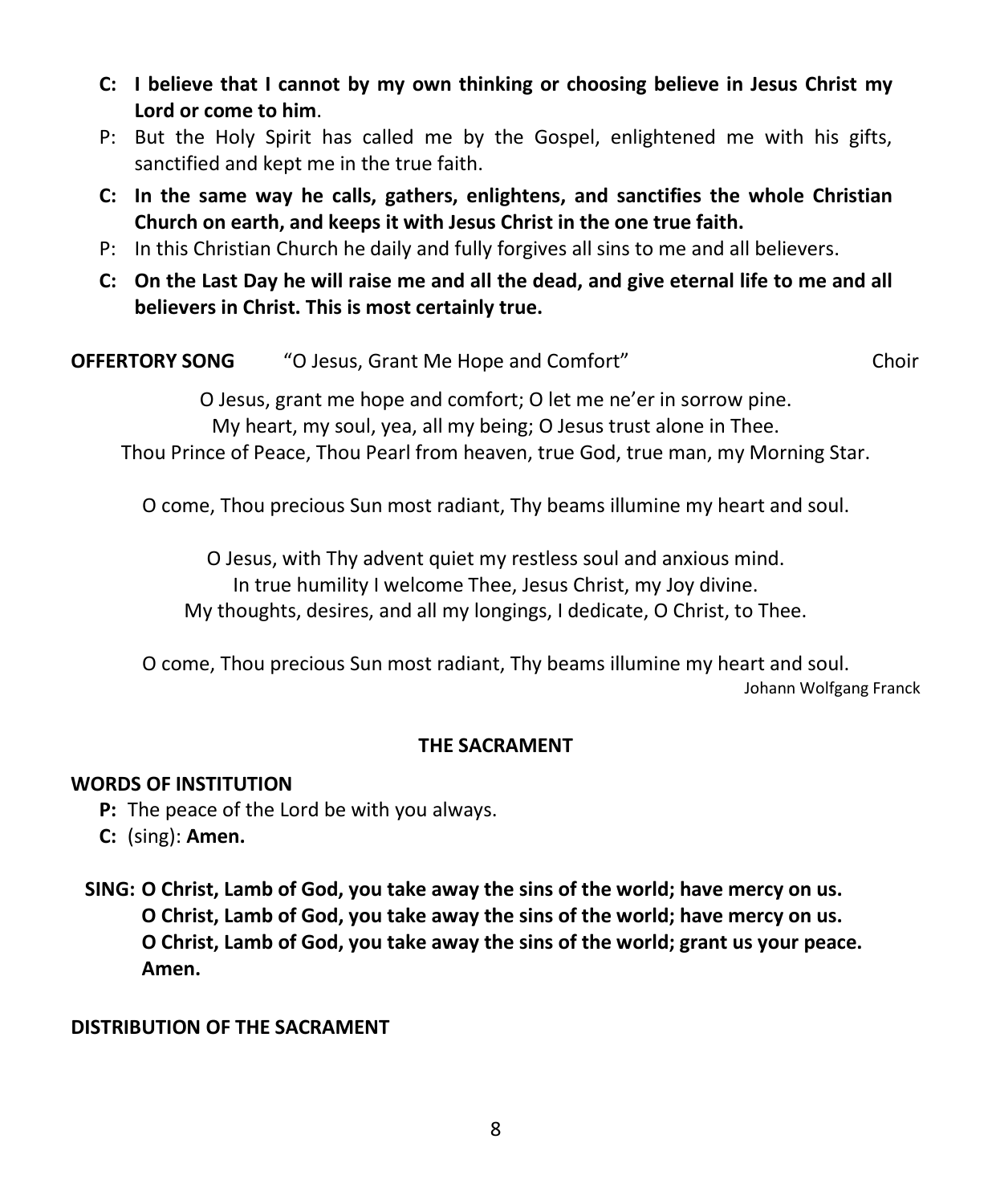**C: I believe that I cannot by my own thinking or choosing believe in Jesus Christ my Lord or come to him**.

P: But the Holy Spirit has called me by the Gospel, enlightened me with his gifts, sanctified and kept me in the true faith.

**C: In the same way he calls, gathers, enlightens, and sanctifies the whole Christian Church on earth, and keeps it with Jesus Christ in the one true faith.**

P: In this Christian Church he daily and fully forgives all sins to me and all believers.

**C: On the Last Day he will raise me and all the dead, and give eternal life to me and all believers in Christ. This is most certainly true.**

**OFFERTORY SONG** "O Jesus, Grant Me Hope and Comfort" Choir

O Jesus, grant me hope and comfort; O let me ne'er in sorrow pine.
My heart, my soul, yea, all my being; O Jesus trust alone in Thee.
Thou Prince of Peace, Thou Pearl from heaven, true God, true man, my Morning Star.

O come, Thou precious Sun most radiant, Thy beams illumine my heart and soul.

O Jesus, with Thy advent quiet my restless soul and anxious mind.
In true humility I welcome Thee, Jesus Christ, my Joy divine.
My thoughts, desires, and all my longings, I dedicate, O Christ, to Thee.

O come, Thou precious Sun most radiant, Thy beams illumine my heart and soul.

Johann Wolfgang Franck

## THE SACRAMENT

**WORDS OF INSTITUTION**

**P:** The peace of the Lord be with you always.

**C:** (sing): **Amen.**

**SING: O Christ, Lamb of God, you take away the sins of the world; have mercy on us.
O Christ, Lamb of God, you take away the sins of the world; have mercy on us.
O Christ, Lamb of God, you take away the sins of the world; grant us your peace.
Amen.**

**DISTRIBUTION OF THE SACRAMENT**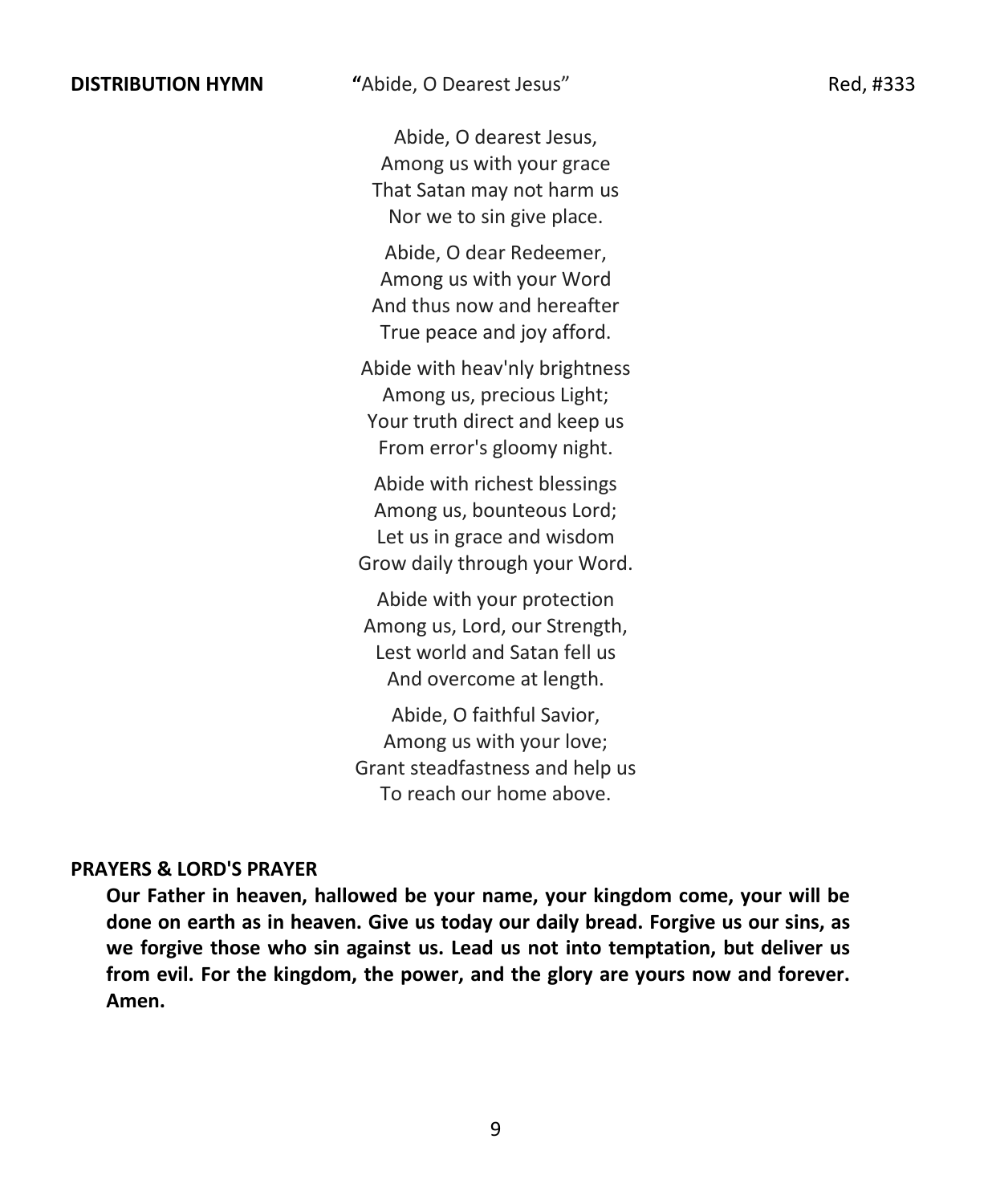**DISTRIBUTION HYMN** **"**Abide, O Dearest Jesus" Red, #333

Abide, O dearest Jesus,
Among us with your grace
That Satan may not harm us
Nor we to sin give place.

Abide, O dear Redeemer,
Among us with your Word
And thus now and hereafter
True peace and joy afford.

Abide with heav'nly brightness
Among us, precious Light;
Your truth direct and keep us
From error's gloomy night.

Abide with richest blessings
Among us, bounteous Lord;
Let us in grace and wisdom
Grow daily through your Word.

Abide with your protection
Among us, Lord, our Strength,
Lest world and Satan fell us
And overcome at length.

Abide, O faithful Savior,
Among us with your love;
Grant steadfastness and help us
To reach our home above.

**PRAYERS & LORD'S PRAYER**

**Our Father in heaven, hallowed be your name, your kingdom come, your will be done on earth as in heaven. Give us today our daily bread. Forgive us our sins, as we forgive those who sin against us. Lead us not into temptation, but deliver us from evil. For the kingdom, the power, and the glory are yours now and forever. Amen.**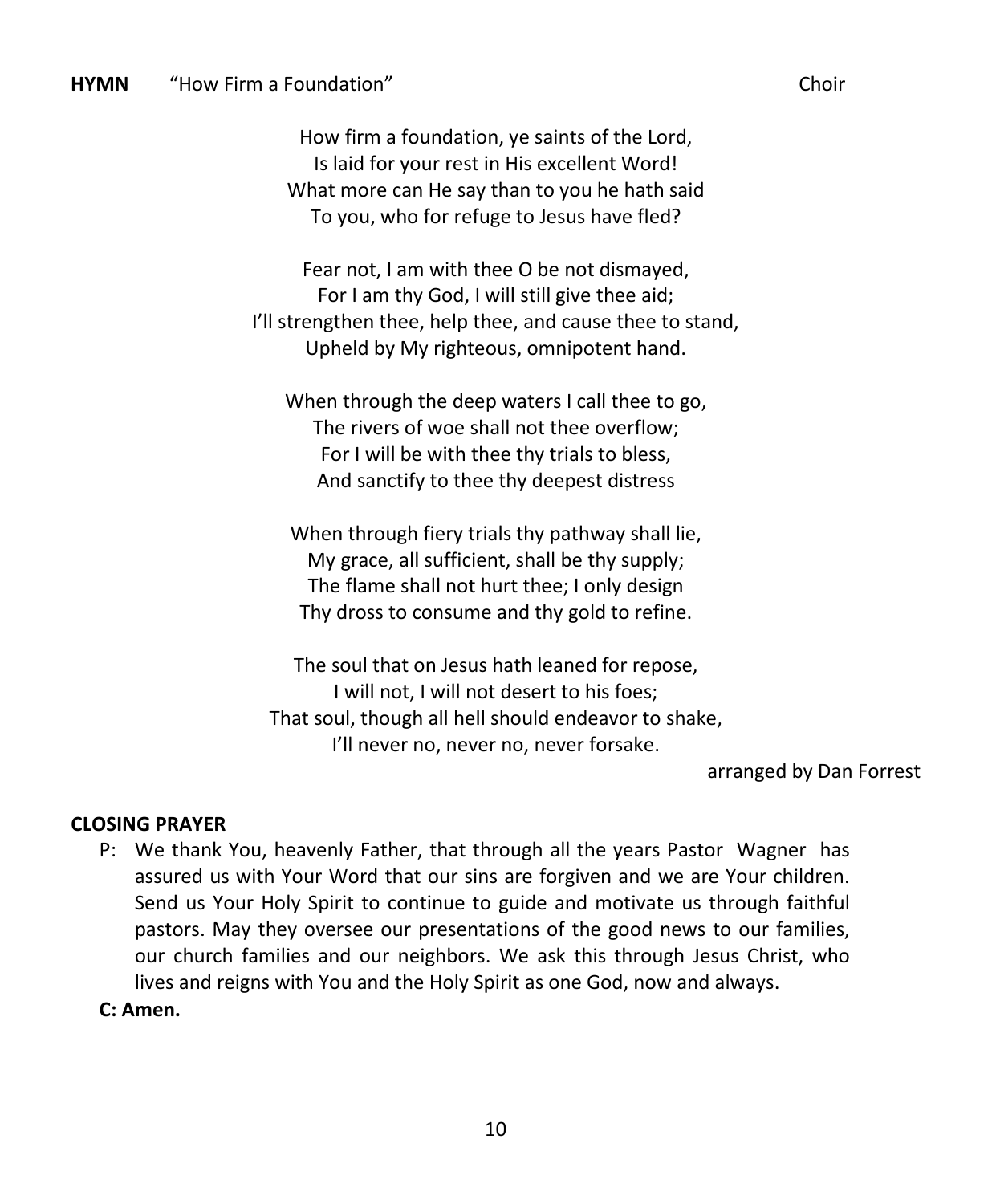**HYMN** "How Firm a Foundation" Choir

How firm a foundation, ye saints of the Lord,
Is laid for your rest in His excellent Word!
What more can He say than to you he hath said
To you, who for refuge to Jesus have fled?

Fear not, I am with thee O be not dismayed,
For I am thy God, I will still give thee aid;
I'll strengthen thee, help thee, and cause thee to stand,
Upheld by My righteous, omnipotent hand.

When through the deep waters I call thee to go,
The rivers of woe shall not thee overflow;
For I will be with thee thy trials to bless,
And sanctify to thee thy deepest distress

When through fiery trials thy pathway shall lie,
My grace, all sufficient, shall be thy supply;
The flame shall not hurt thee; I only design
Thy dross to consume and thy gold to refine.

The soul that on Jesus hath leaned for repose,
I will not, I will not desert to his foes;
That soul, though all hell should endeavor to shake,
I'll never no, never no, never forsake.

arranged by Dan Forrest

**CLOSING PRAYER**

P: We thank You, heavenly Father, that through all the years Pastor Wagner has assured us with Your Word that our sins are forgiven and we are Your children. Send us Your Holy Spirit to continue to guide and motivate us through faithful pastors. May they oversee our presentations of the good news to our families, our church families and our neighbors. We ask this through Jesus Christ, who lives and reigns with You and the Holy Spirit as one God, now and always.

**C: Amen.**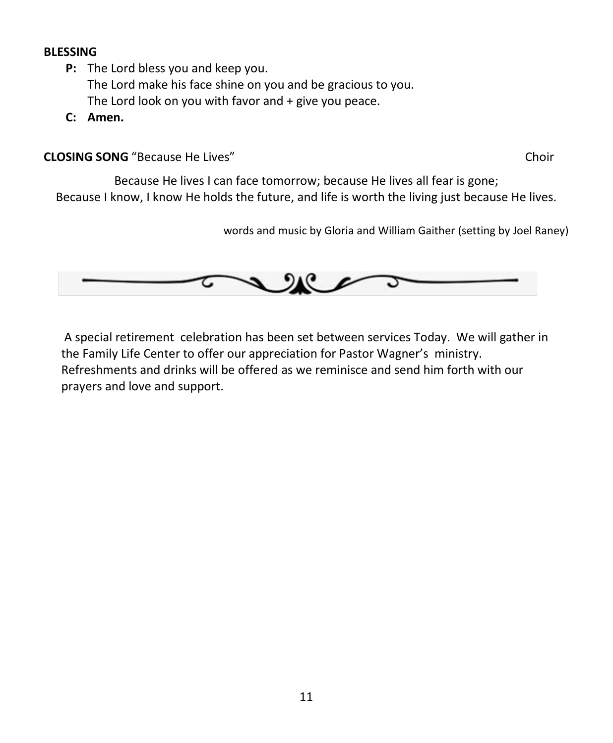**BLESSING**

**P:** The Lord bless you and keep you.
The Lord make his face shine on you and be gracious to you.
The Lord look on you with favor and + give you peace.

**C: Amen.**

**CLOSING SONG** "Because He Lives" Choir

Because He lives I can face tomorrow; because He lives all fear is gone;
Because I know, I know He holds the future, and life is worth the living just because He lives.

words and music by Gloria and William Gaither (setting by Joel Raney)

A special retirement celebration has been set between services Today. We will gather in the Family Life Center to offer our appreciation for Pastor Wagner's ministry. Refreshments and drinks will be offered as we reminisce and send him forth with our prayers and love and support.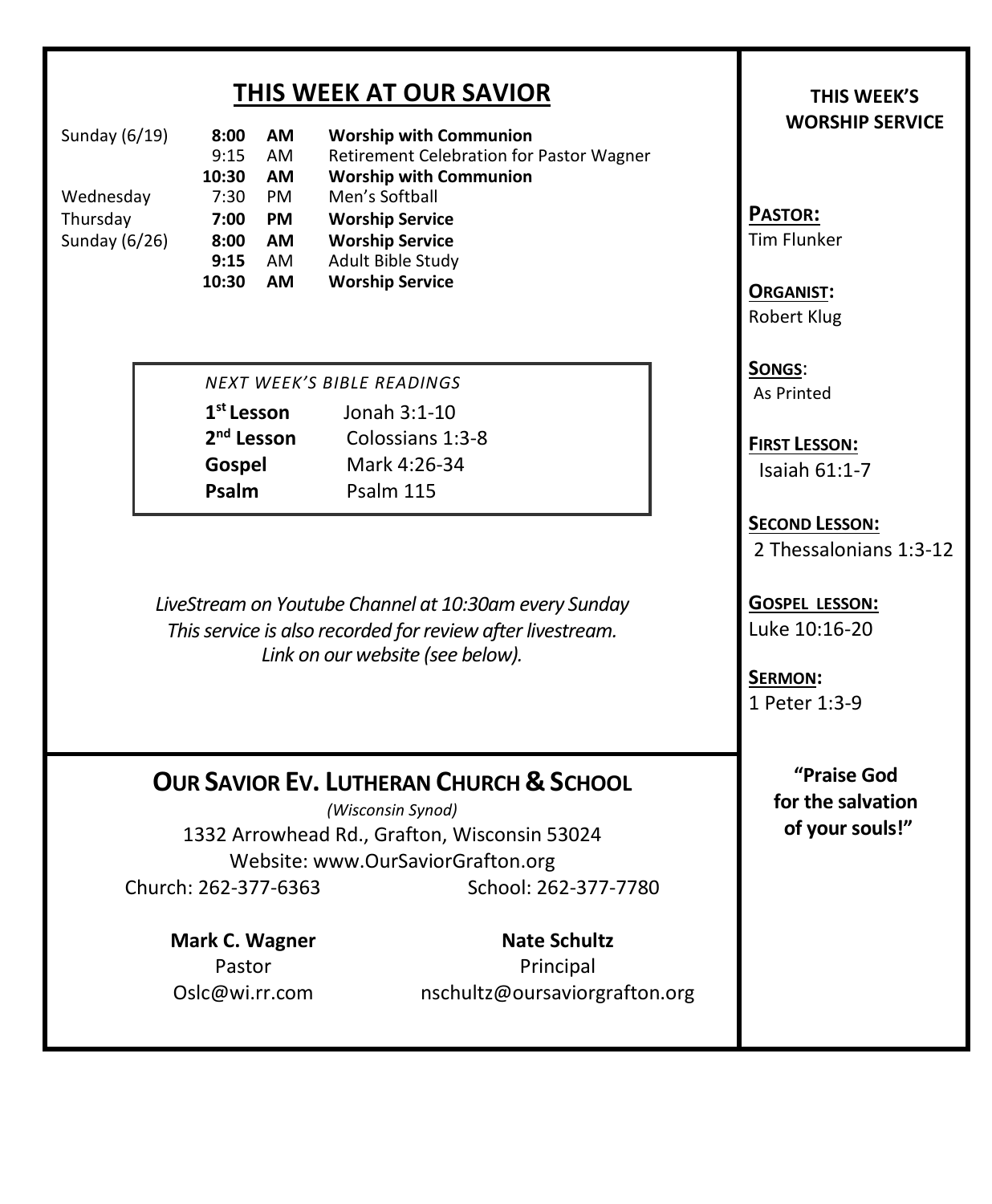## THIS WEEK AT OUR SAVIOR

| | | | |
|---|---|---|---|
| Sunday (6/19) | **8:00** | **AM** | **Worship with Communion** |
| | 9:15 | AM | Retirement Celebration for Pastor Wagner |
| | **10:30** | **AM** | **Worship with Communion** |
| Wednesday | 7:30 | PM | Men's Softball |
| Thursday | **7:00** | **PM** | **Worship Service** |
| Sunday (6/26) | **8:00** | **AM** | **Worship Service** |
| | **9:15** | AM | Adult Bible Study |
| | **10:30** | **AM** | **Worship Service** |

*NEXT WEEK'S BIBLE READINGS*

| | |
|---|---|
| **1st Lesson** | Jonah 3:1-10 |
| **2nd Lesson** | Colossians 1:3-8 |
| **Gospel** | Mark 4:26-34 |
| **Psalm** | Psalm 115 |

*LiveStream on Youtube Channel at 10:30am every Sunday*
*This service is also recorded for review after livestream.*
*Link on our website (see below).*

## OUR SAVIOR EV. LUTHERAN CHURCH & SCHOOL

*(Wisconsin Synod)*

1332 Arrowhead Rd., Grafton, Wisconsin 53024

Website: www.OurSaviorGrafton.org

Church: 262-377-6363 School: 262-377-7780

**Mark C. Wagner**
Pastor
Oslc@wi.rr.com

**Nate Schultz**
Principal
nschultz@oursaviorgrafton.org

### THIS WEEK'S WORSHIP SERVICE

**PASTOR:**
Tim Flunker

**ORGANIST:**
Robert Klug

**SONGS:**
As Printed

**FIRST LESSON:**
Isaiah 61:1-7

**SECOND LESSON:**
2 Thessalonians 1:3-12

**GOSPEL LESSON:**
Luke 10:16-20

**SERMON:**
1 Peter 1:3-9

**"Praise God for the salvation of your souls!"**